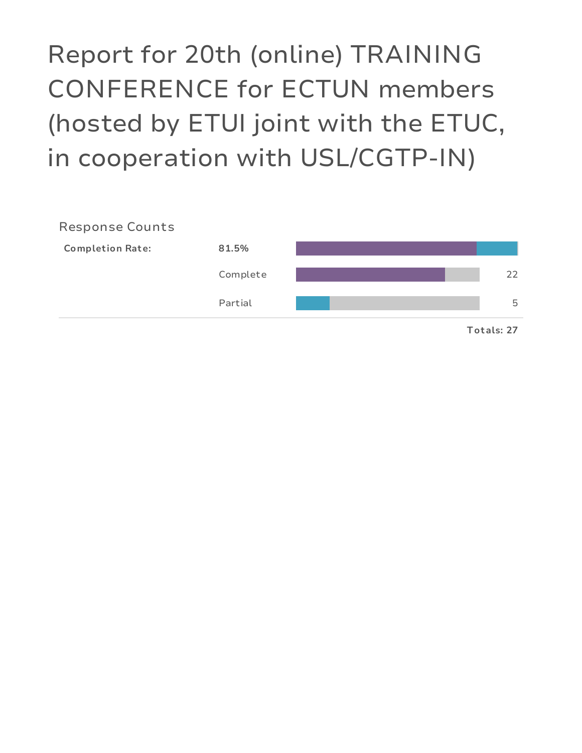# Report for 20th (online) TRAINING CONFERENCE for ECTUN members (hosted by ETUI joint with the ETUC, in cooperation with USL/CGTP-IN)

## Response Counts

| | | |
|---|---|---|
| **Completion Rate:** | **81.5%** | |
| | Complete | 22 |
| | Partial | 5 |
| | | **Totals: 27** |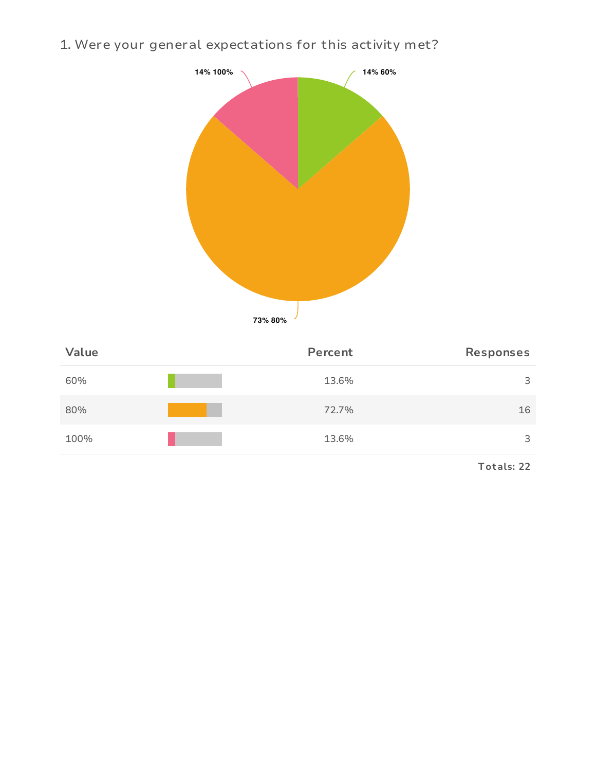## 1. Were your general expectations for this activity met?

14% 100%

14% 60%

73% 80%

| Value | Percent | Responses |
|---|---|---|
| 60% | 13.6% | 3 |
| 80% | 72.7% | 16 |
| 100% | 13.6% | 3 |

**Totals: 22**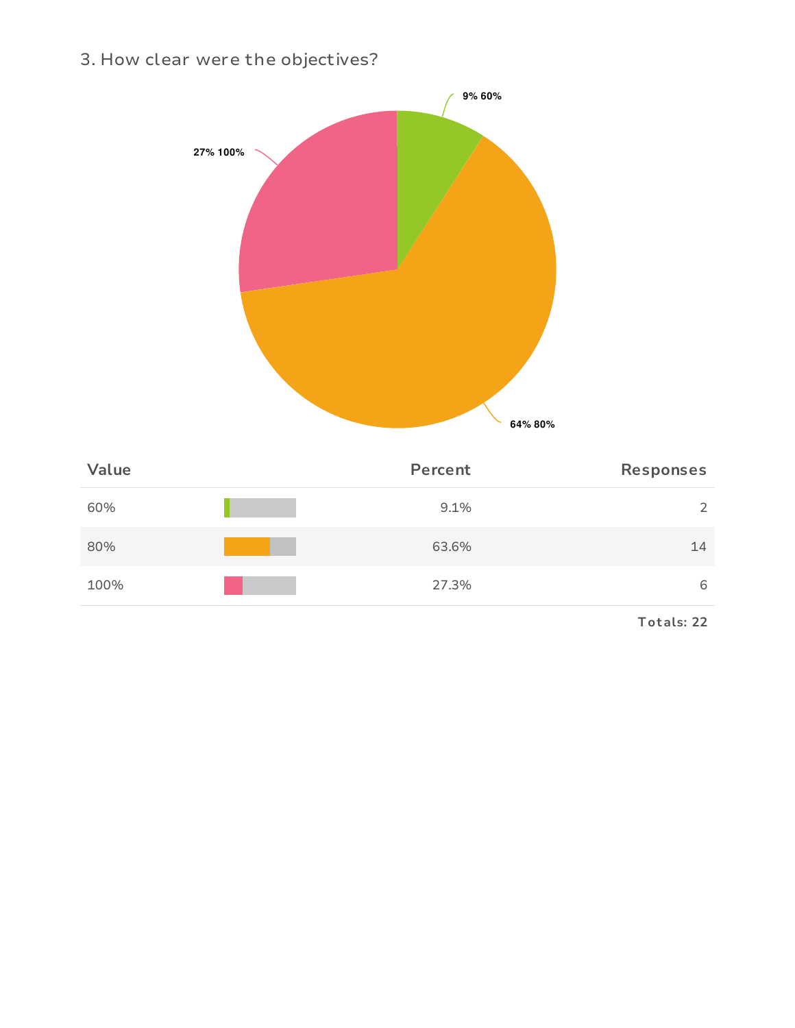## 3. How clear were the objectives?

| Value | | Percent | Responses |
|---|---|---|---|
| 60% | | 9.1% | 2 |
| 80% | | 63.6% | 14 |
| 100% | | 27.3% | 6 |

**Totals: 22**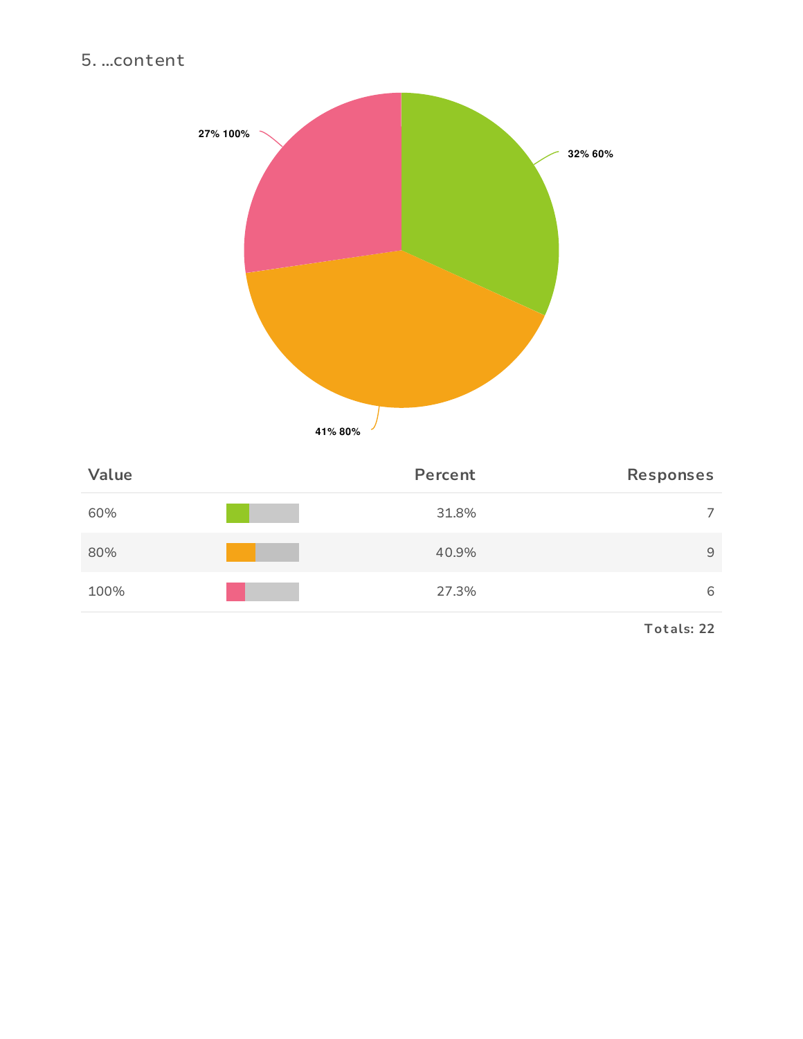5. ...content

27% 100%

32% 60%

41% 80%

| Value | Percent | Responses |
|---|---|---|
| 60% | 31.8% | 7 |
| 80% | 40.9% | 9 |
| 100% | 27.3% | 6 |

Totals: 22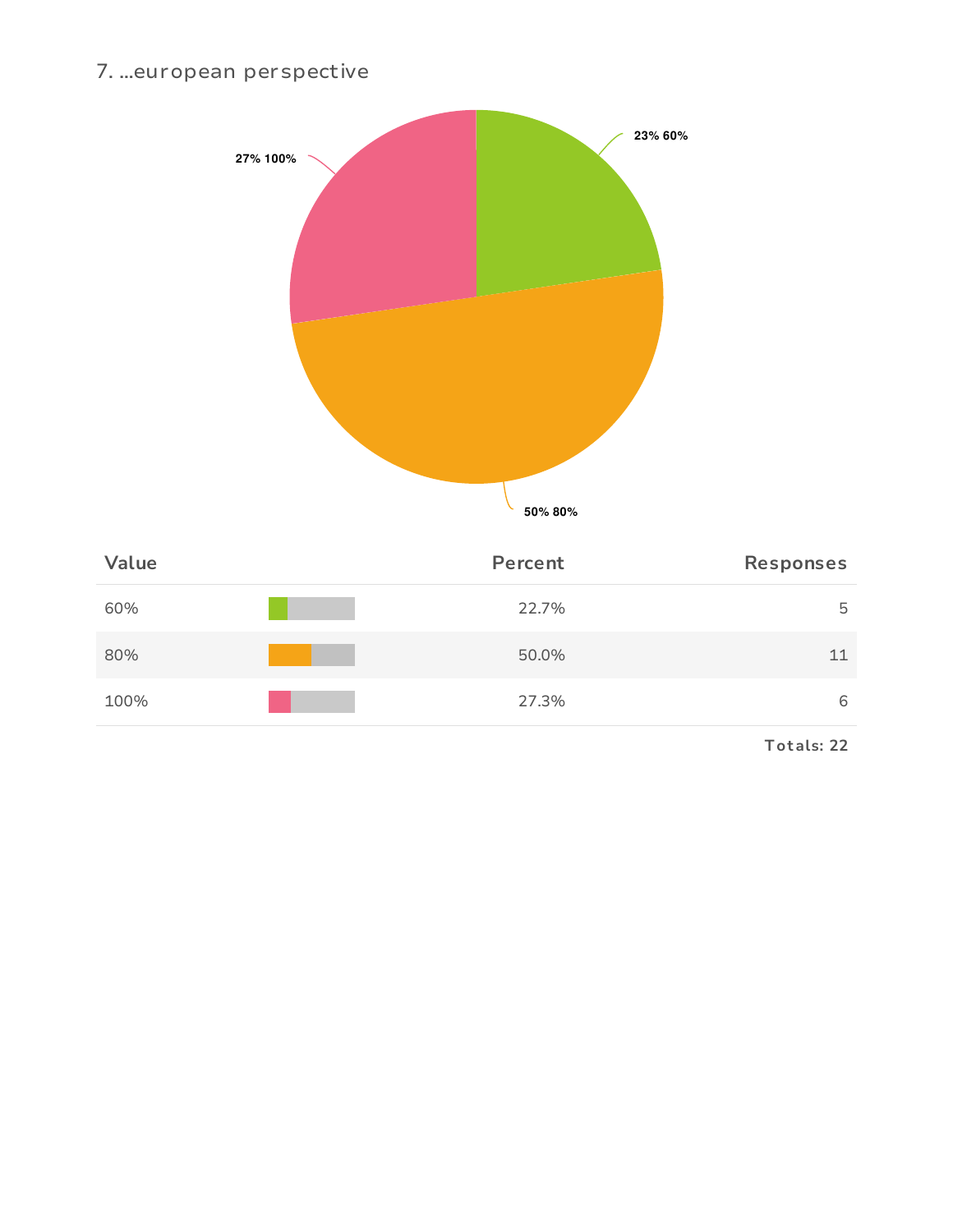## 7. ...european perspective

| Value | Percent | Responses |
|---|---|---|
| 60% | 22.7% | 5 |
| 80% | 50.0% | 11 |
| 100% | 27.3% | 6 |

**Totals: 22**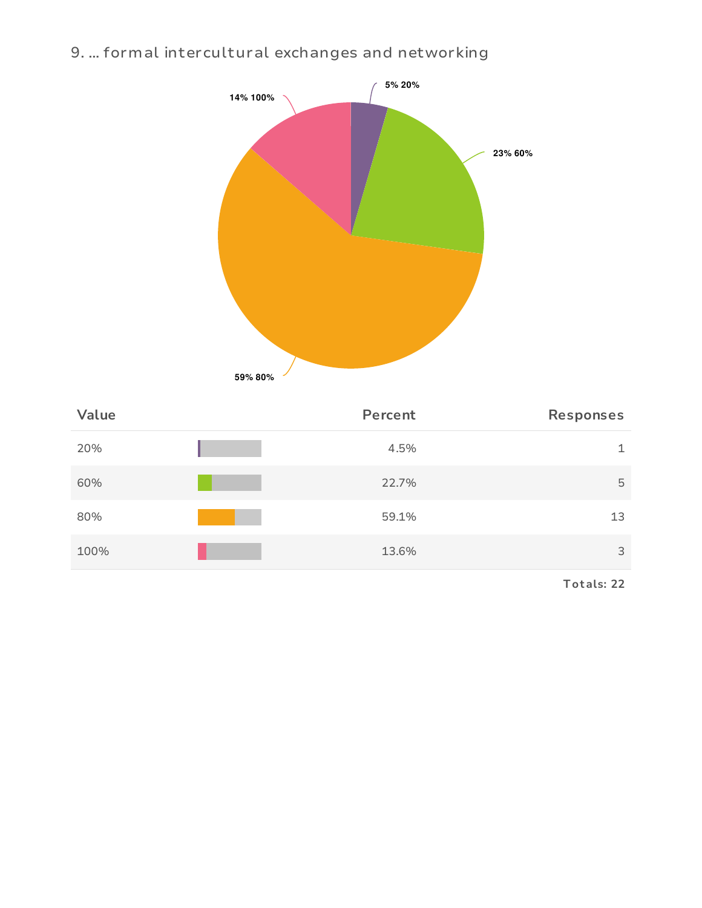## 9. ... formal intercultural exchanges and networking

| Value | Percent | Responses |
|---|---|---|
| 20% | 4.5% | 1 |
| 60% | 22.7% | 5 |
| 80% | 59.1% | 13 |
| 100% | 13.6% | 3 |

Totals: 22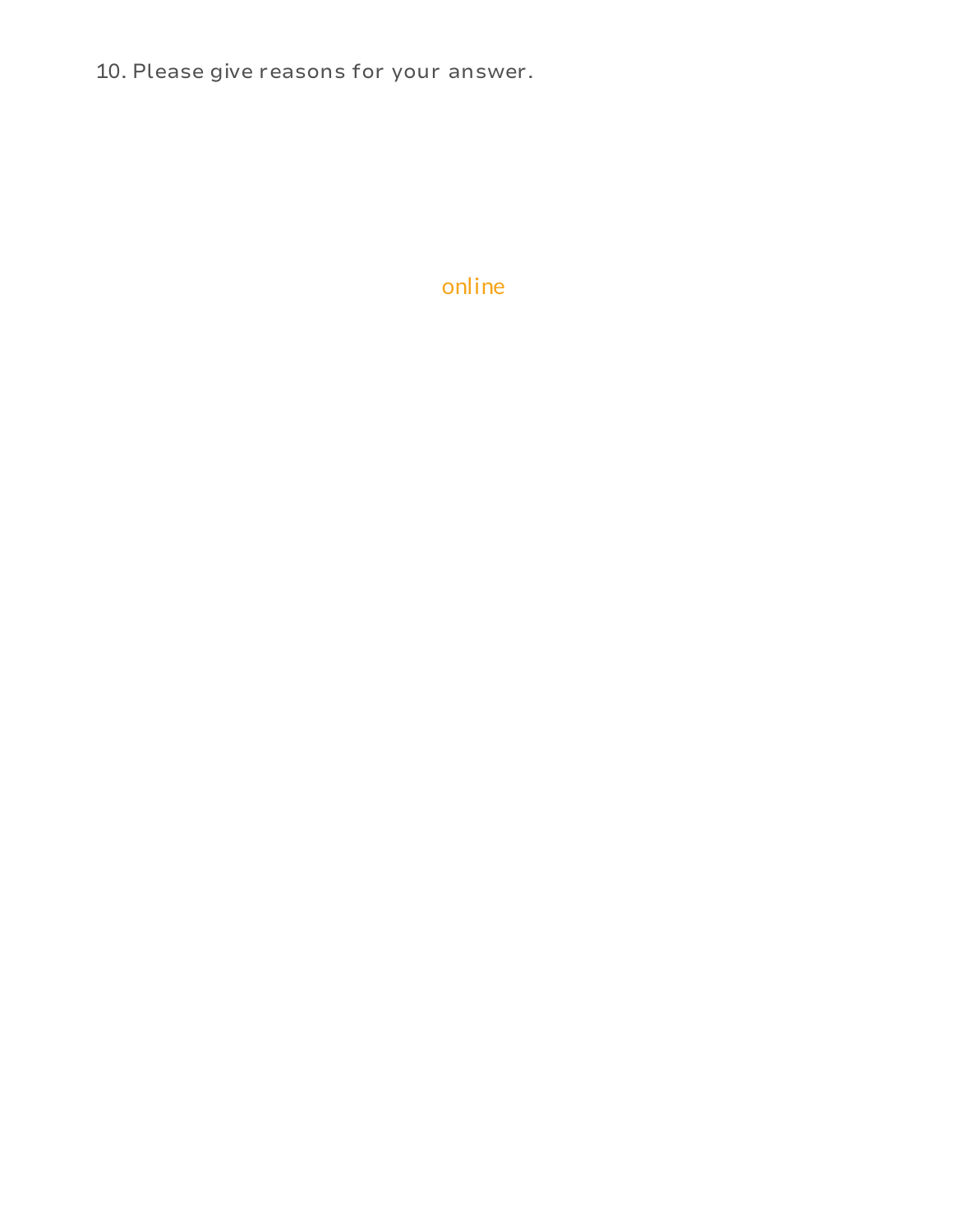10. Please give reasons for your answer.

online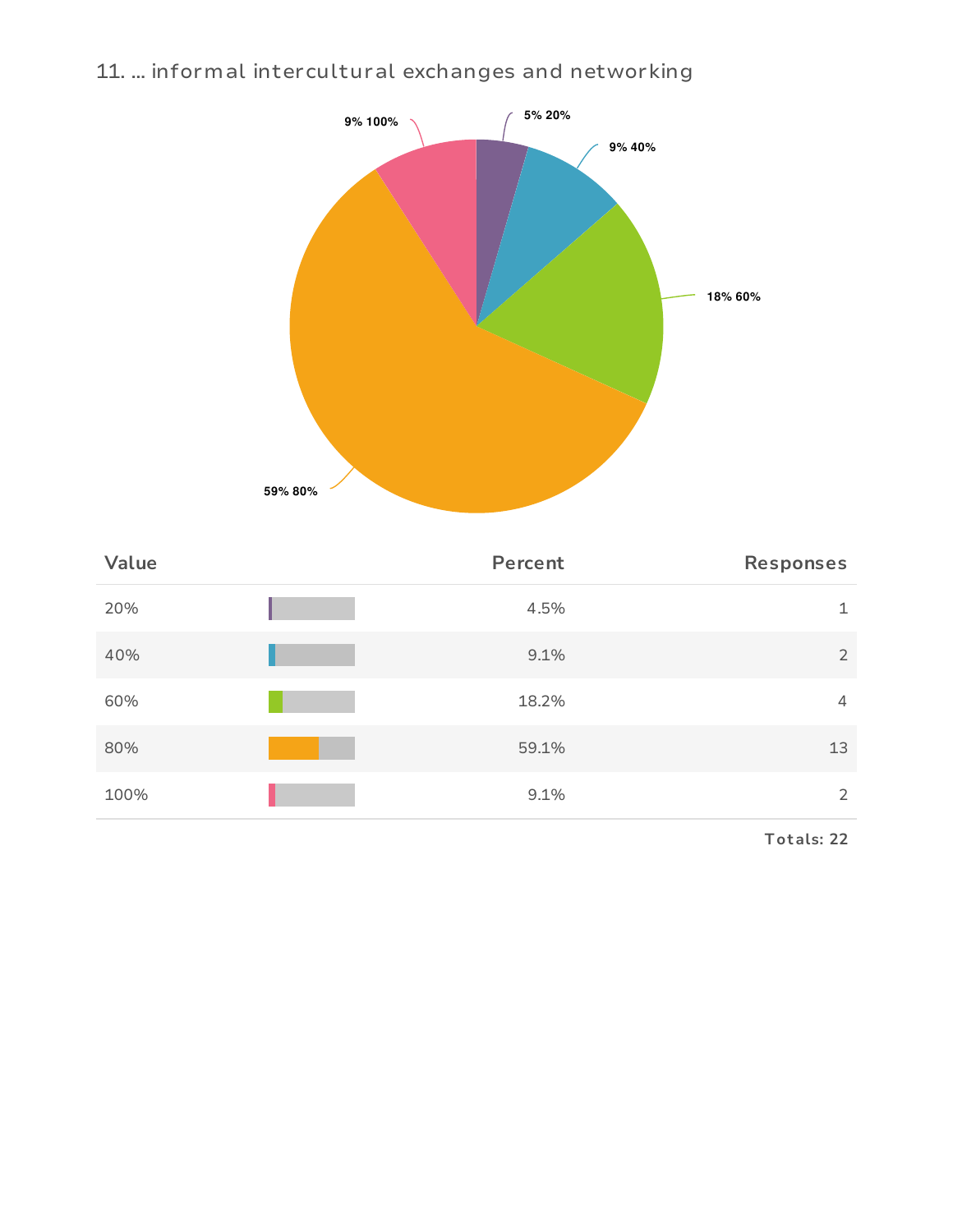## 11. ... informal intercultural exchanges and networking

| Value | Percent | Responses |
|---|---|---|
| 20% | 4.5% | 1 |
| 40% | 9.1% | 2 |
| 60% | 18.2% | 4 |
| 80% | 59.1% | 13 |
| 100% | 9.1% | 2 |

Totals: 22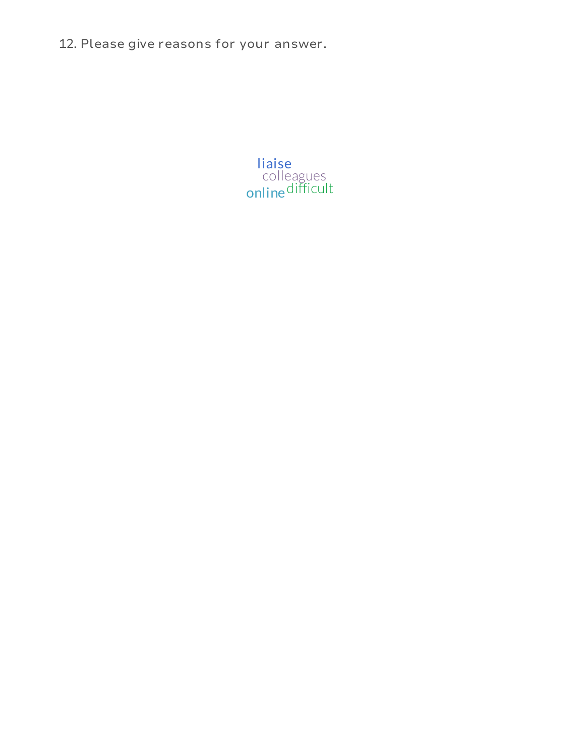12. Please give reasons for your answer.

liaise
colleagues
online difficult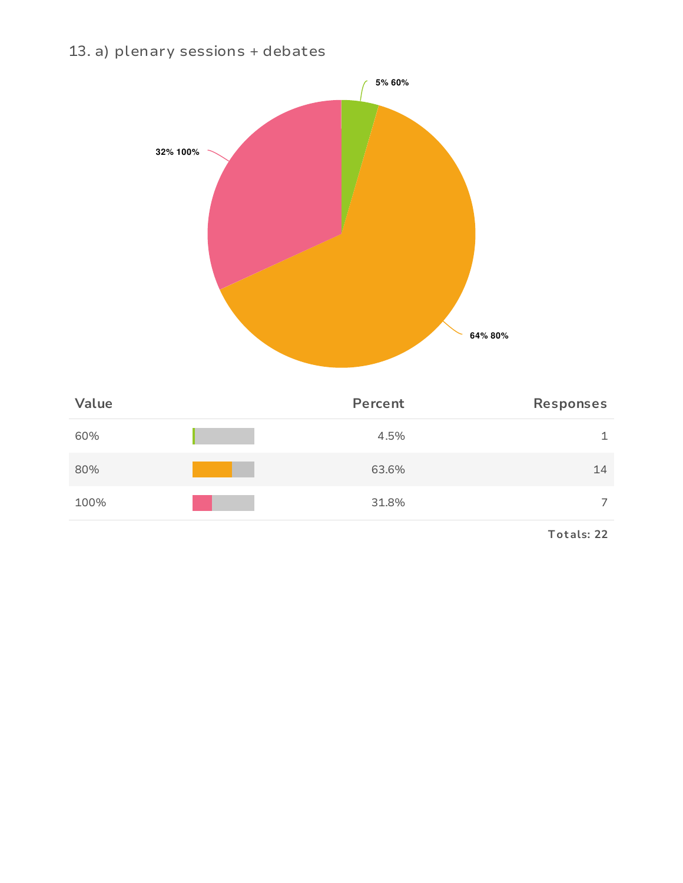## 13. a) plenary sessions + debates

| Value | | Percent | Responses |
|---|---|---|---|
| 60% | | 4.5% | 1 |
| 80% | | 63.6% | 14 |
| 100% | | 31.8% | 7 |

Totals: 22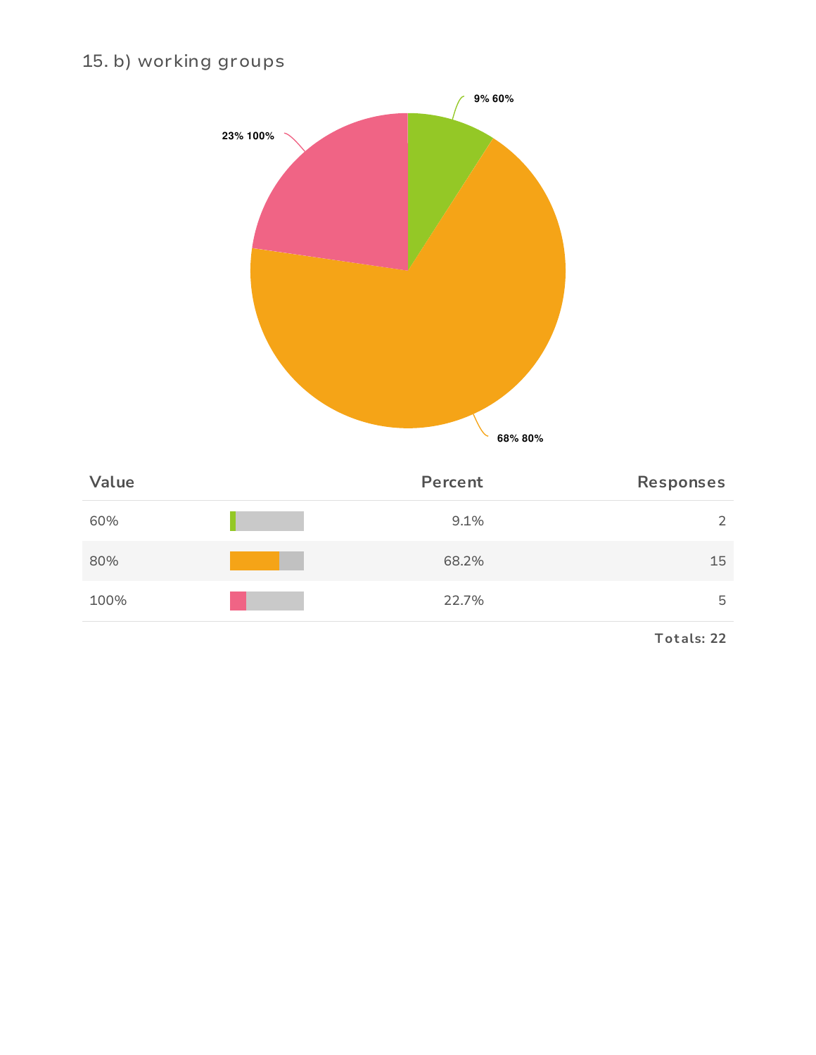### 15. b) working groups

9% 60%

23% 100%

68% 80%

| Value | Percent | Responses |
|---|---|---|
| 60% | 9.1% | 2 |
| 80% | 68.2% | 15 |
| 100% | 22.7% | 5 |

Totals: 22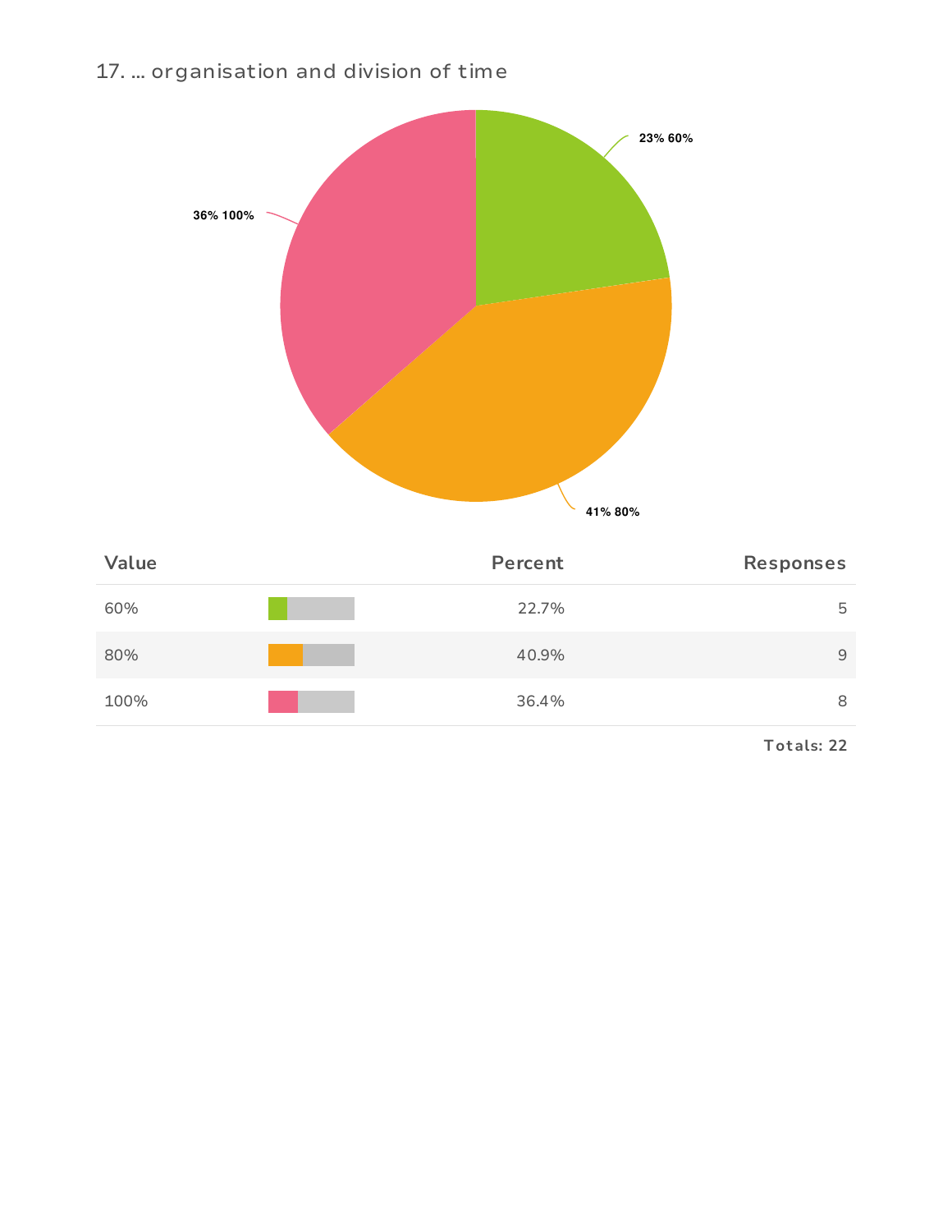17. ... organisation and division of time

| Value | Percent | Responses |
|---|---|---|
| 60% | 22.7% | 5 |
| 80% | 40.9% | 9 |
| 100% | 36.4% | 8 |

Totals: 22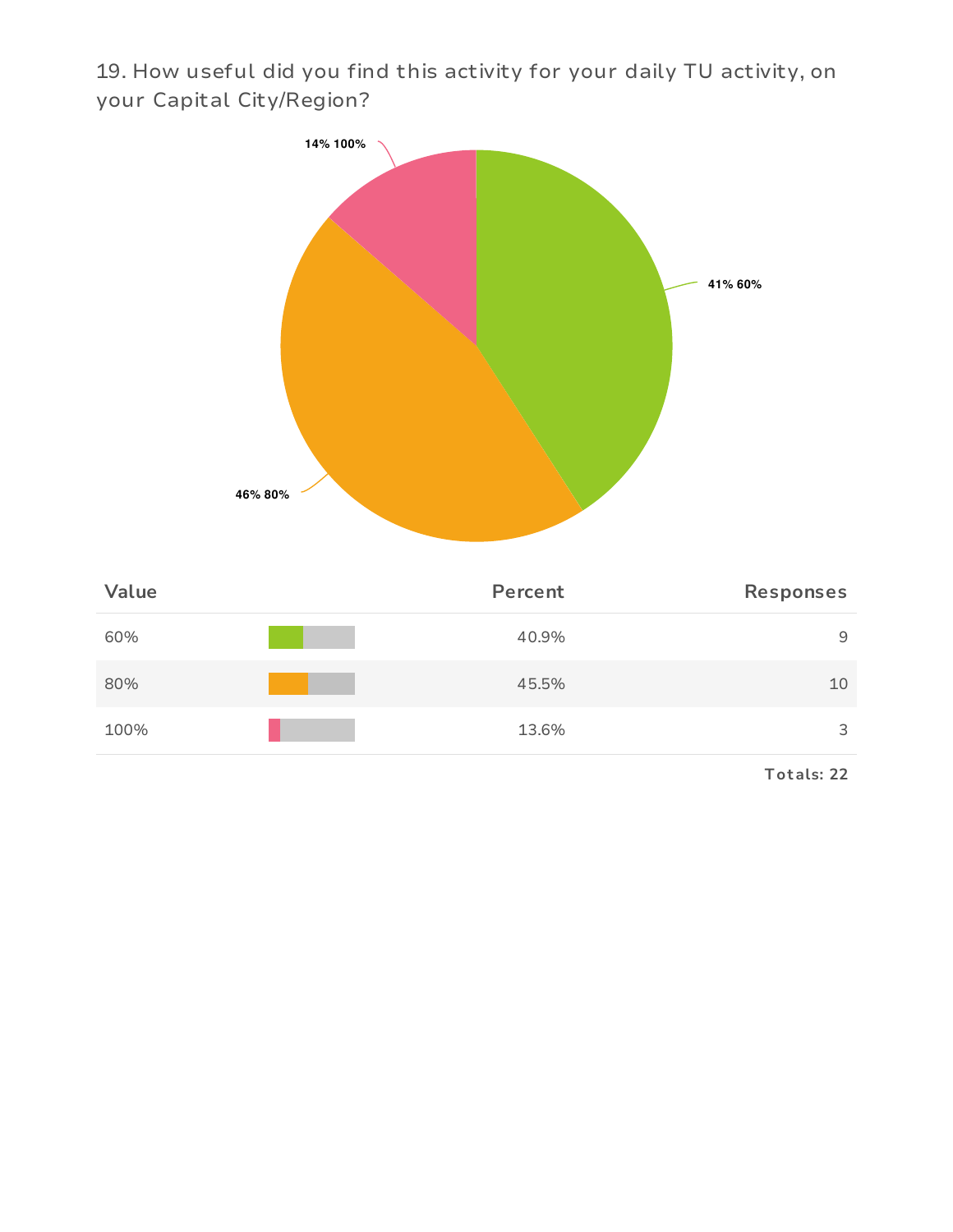19. How useful did you find this activity for your daily TU activity, on your Capital City/Region?

14% 100%

41% 60%

46% 80%

| Value | Percent | Responses |
|---|---|---|
| 60% | 40.9% | 9 |
| 80% | 45.5% | 10 |
| 100% | 13.6% | 3 |

**Totals: 22**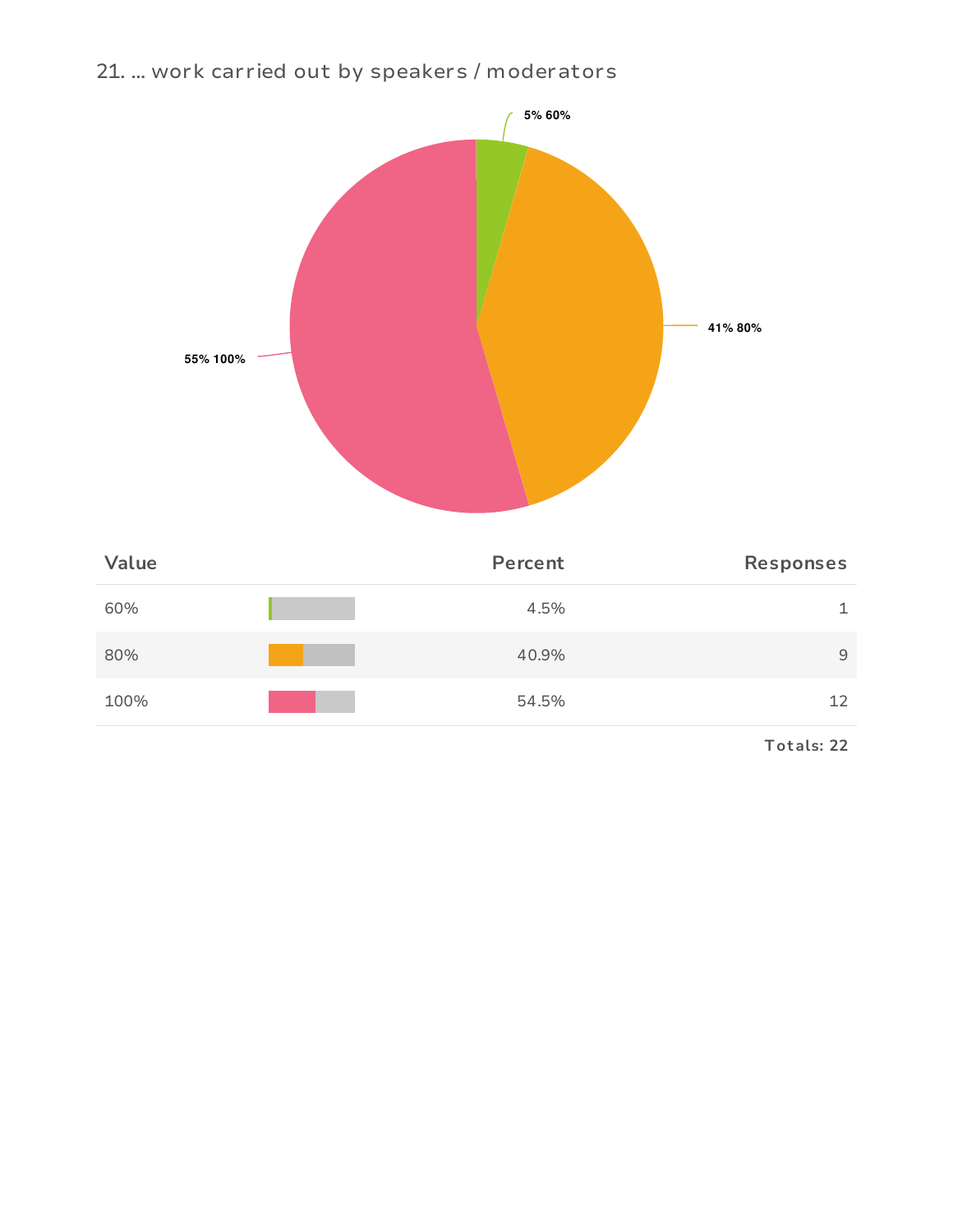21. ... work carried out by speakers / moderators

5% 60%

41% 80%

55% 100%

| Value | Percent | Responses |
|---|---|---|
| 60% | 4.5% | 1 |
| 80% | 40.9% | 9 |
| 100% | 54.5% | 12 |

**Totals: 22**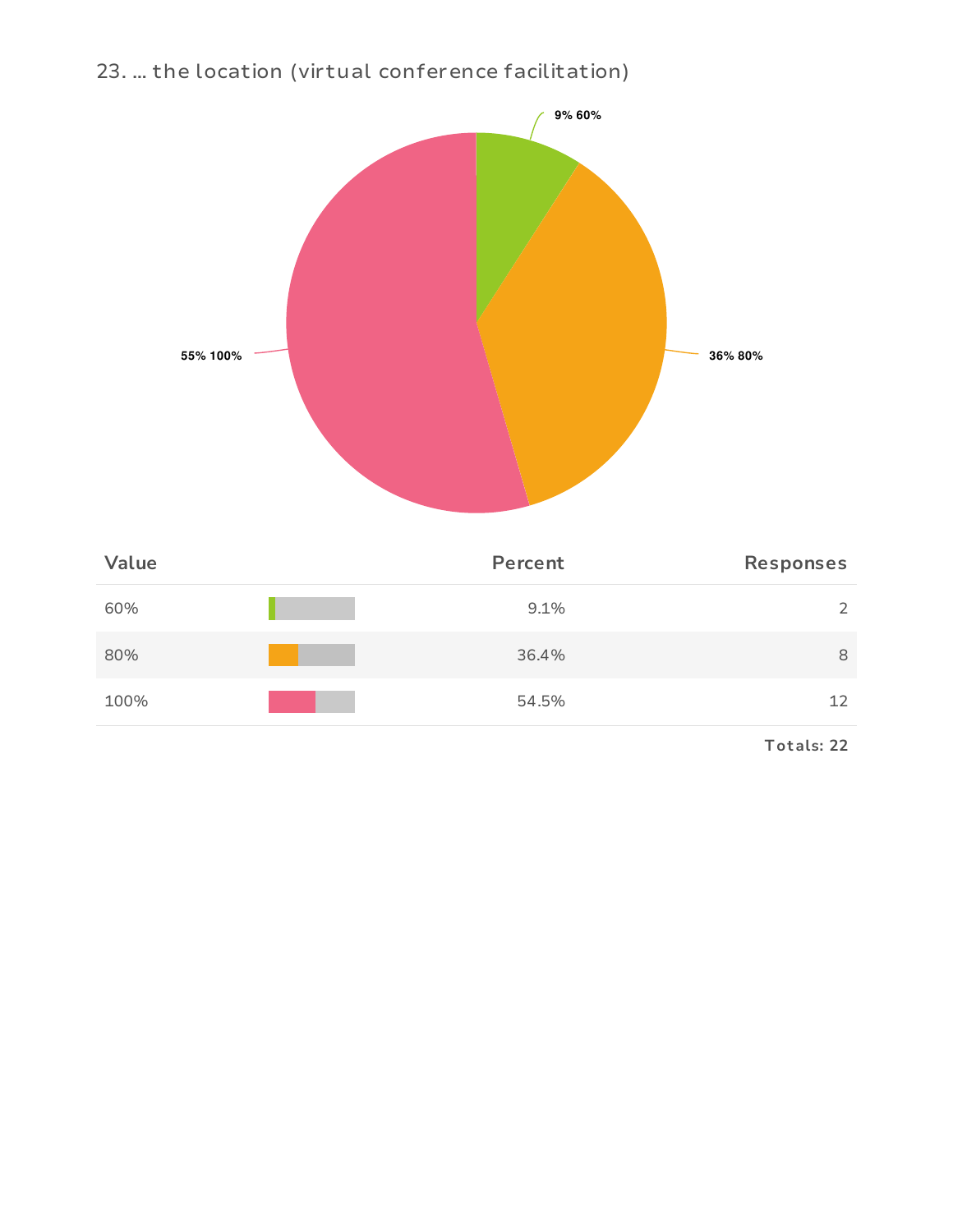23. ... the location (virtual conference facilitation)

| Value | Percent | Responses |
| --- | --- | --- |
| 60% | 9.1% | 2 |
| 80% | 36.4% | 8 |
| 100% | 54.5% | 12 |

**Totals: 22**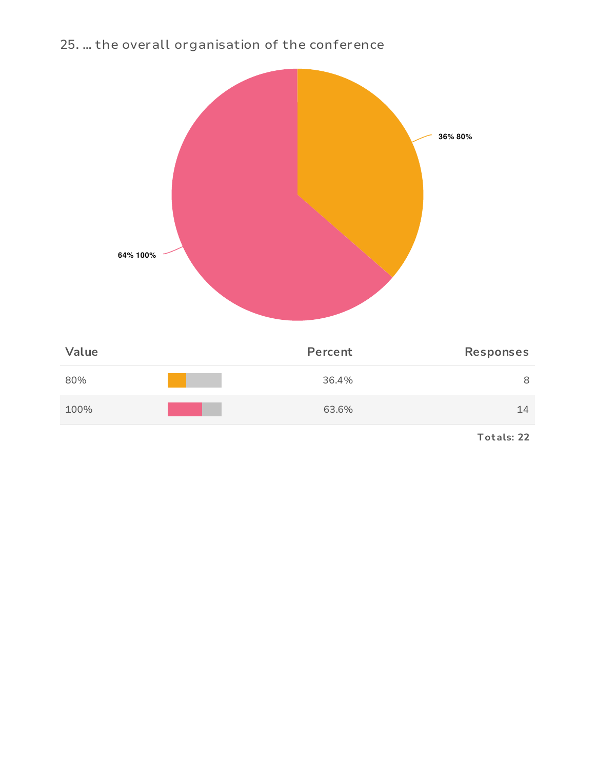### 25. ... the overall organisation of the conference

36% 80%

64% 100%

| Value | Percent | Responses |
|---|---|---|
| 80% | 36.4% | 8 |
| 100% | 63.6% | 14 |

**Totals: 22**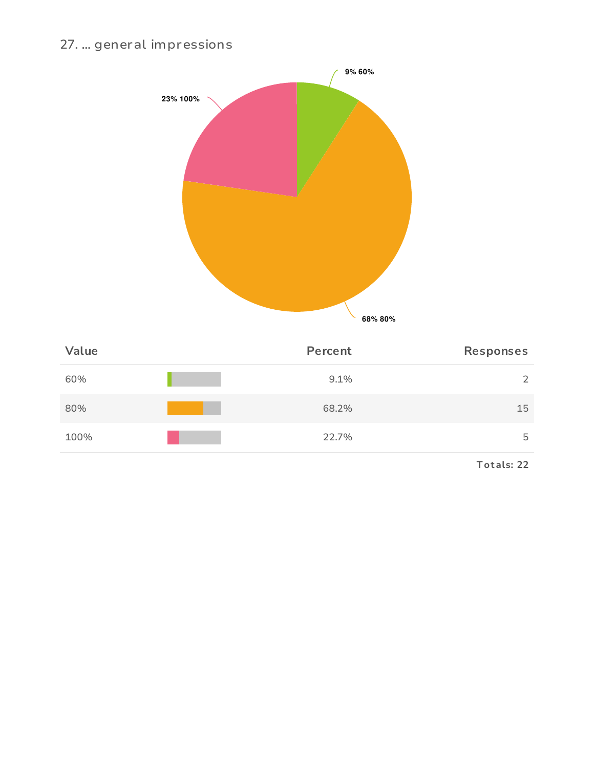27. ... general impressions

9% 60%

23% 100%

68% 80%

| Value | | Percent | Responses |
|---|---|---|---|
| 60% | | 9.1% | 2 |
| 80% | | 68.2% | 15 |
| 100% | | 22.7% | 5 |

**Totals: 22**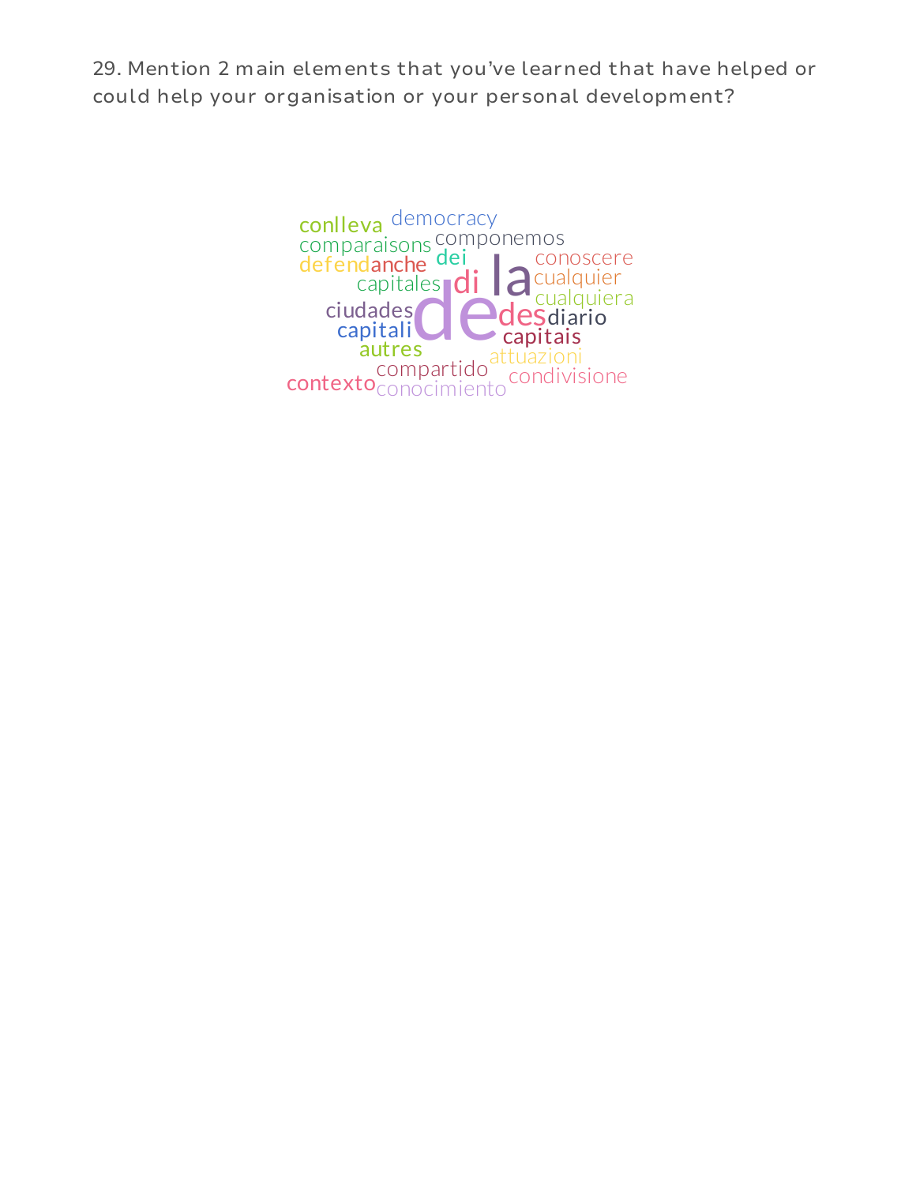29. Mention 2 main elements that you've learned that have helped or could help your organisation or your personal development?

conlleva democracy comparaisons componemos defend anche dei la conoscere capitales di cualquier cualquiera ciudades de des diario capitali capitais autres attuazioni compartido condivisione contexto conocimiento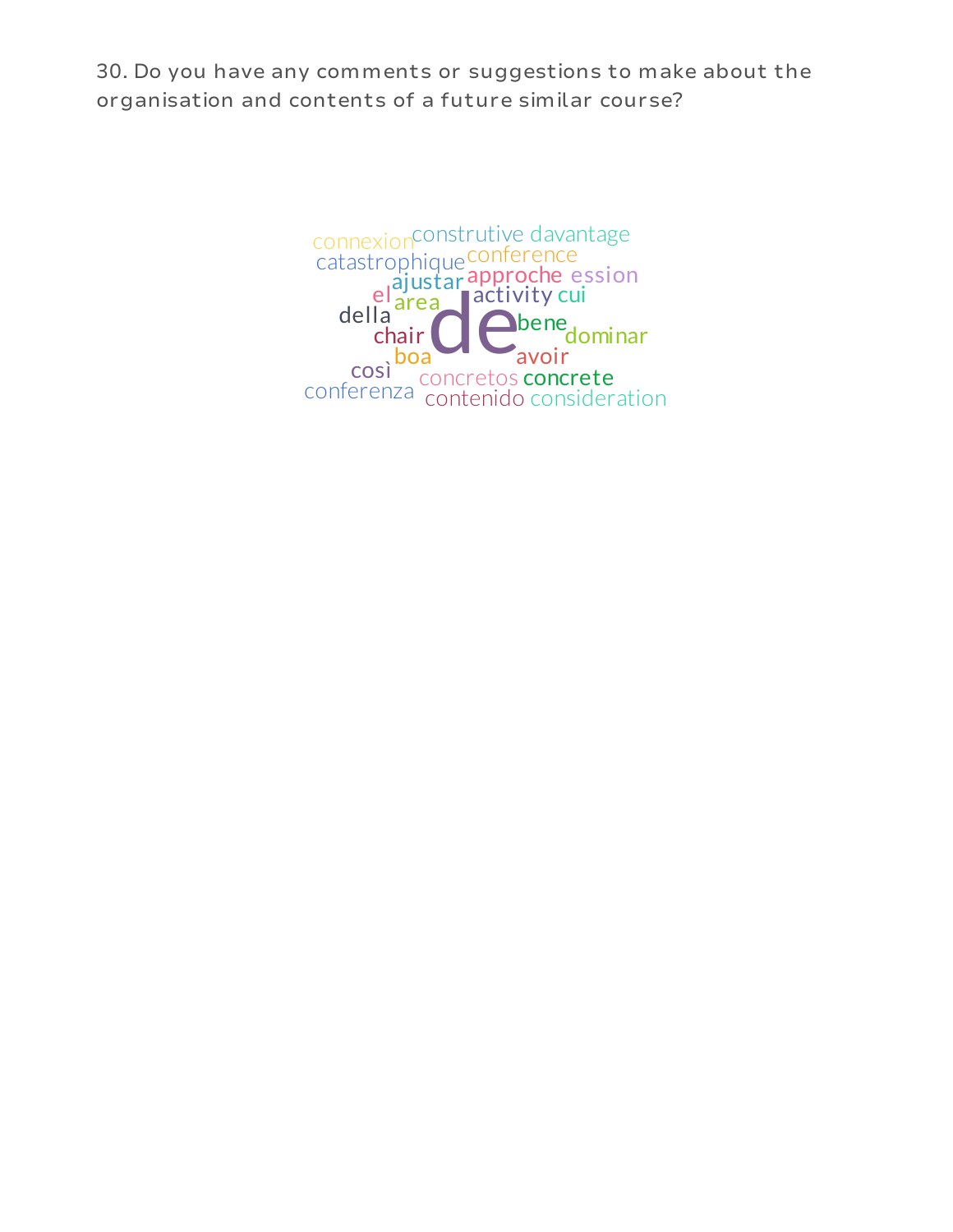30. Do you have any comments or suggestions to make about the organisation and contents of a future similar course?

connexion
construtive
davantage
catastrophique
conference
ajustar
approche
ession
el
activity
cui
della
area
de
bene
chair
dominar
boa
avoir
così
concretos
concrete
conferenza
contenido
consideration